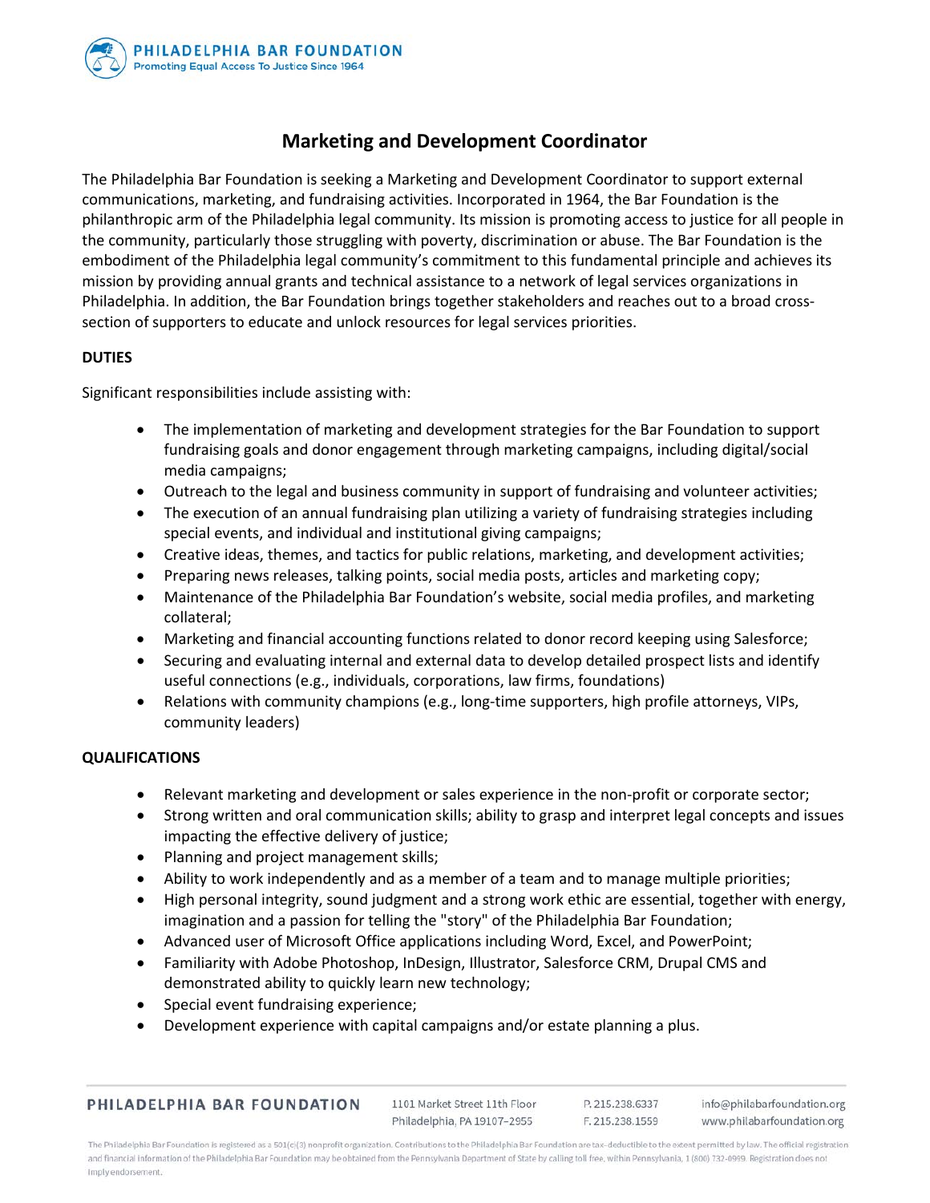# Marketing and Development Coordinator

The Philadelphia Bar Foundation is seeking a Marketing and Development Coordinator to support external communications, marketing, and fundraising activities. Incorporated in 1964, the Bar Foundation is the philanthropic arm of the Philadelphia legal community. Its mission is promoting access to justice for all people in the community, particularly those struggling with poverty, discrimination or abuse. The Bar Foundation is the embodiment of the Philadelphia legal community's commitment to this fundamental principle and achieves its mission by providing annual grants and technical assistance to a network of legal services organizations in Philadelphia. In addition, the Bar Foundation brings together stakeholders and reaches out to a broad cross-section of supporters to educate and unlock resources for legal services priorities.

## DUTIES

Significant responsibilities include assisting with:

- The implementation of marketing and development strategies for the Bar Foundation to support fundraising goals and donor engagement through marketing campaigns, including digital/social media campaigns;
- Outreach to the legal and business community in support of fundraising and volunteer activities;
- The execution of an annual fundraising plan utilizing a variety of fundraising strategies including special events, and individual and institutional giving campaigns;
- Creative ideas, themes, and tactics for public relations, marketing, and development activities;
- Preparing news releases, talking points, social media posts, articles and marketing copy;
- Maintenance of the Philadelphia Bar Foundation's website, social media profiles, and marketing collateral;
- Marketing and financial accounting functions related to donor record keeping using Salesforce;
- Securing and evaluating internal and external data to develop detailed prospect lists and identify useful connections (e.g., individuals, corporations, law firms, foundations)
- Relations with community champions (e.g., long-time supporters, high profile attorneys, VIPs, community leaders)

## QUALIFICATIONS

- Relevant marketing and development or sales experience in the non-profit or corporate sector;
- Strong written and oral communication skills; ability to grasp and interpret legal concepts and issues impacting the effective delivery of justice;
- Planning and project management skills;
- Ability to work independently and as a member of a team and to manage multiple priorities;
- High personal integrity, sound judgment and a strong work ethic are essential, together with energy, imagination and a passion for telling the "story" of the Philadelphia Bar Foundation;
- Advanced user of Microsoft Office applications including Word, Excel, and PowerPoint;
- Familiarity with Adobe Photoshop, InDesign, Illustrator, Salesforce CRM, Drupal CMS and demonstrated ability to quickly learn new technology;
- Special event fundraising experience;
- Development experience with capital campaigns and/or estate planning a plus.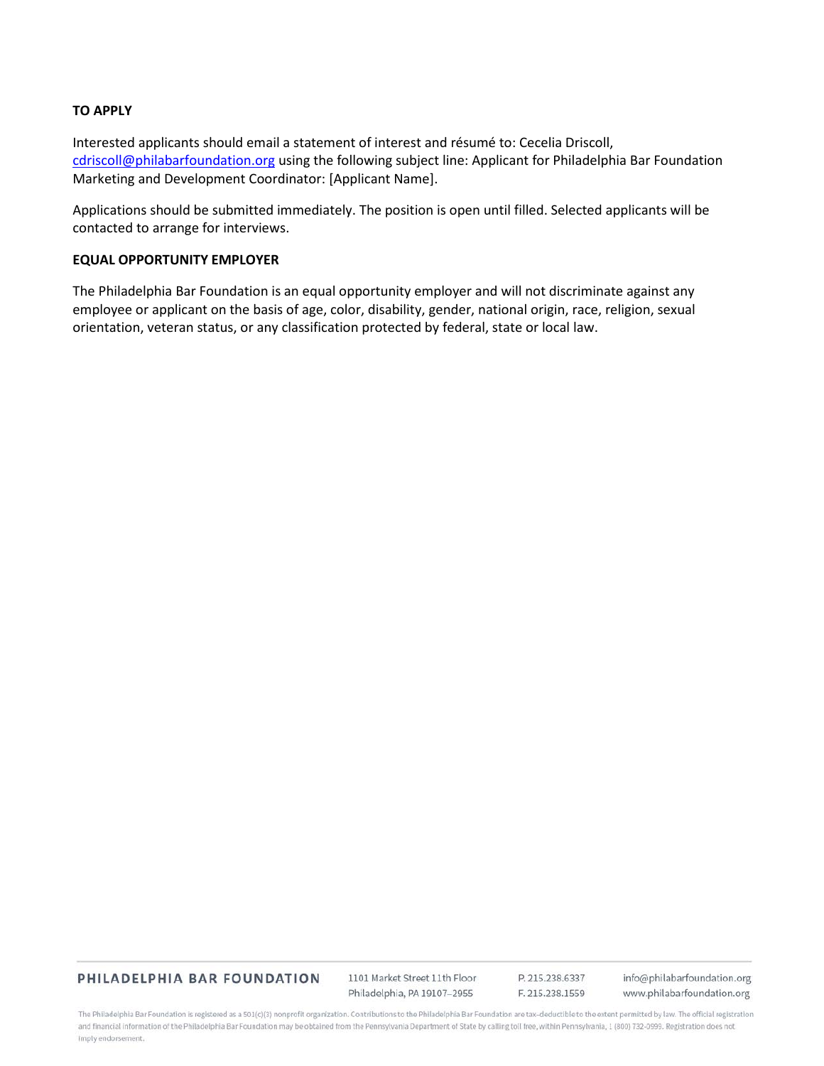**TO APPLY**

Interested applicants should email a statement of interest and résumé to: Cecelia Driscoll, cdriscoll@philabarfoundation.org using the following subject line: Applicant for Philadelphia Bar Foundation Marketing and Development Coordinator: [Applicant Name].

Applications should be submitted immediately. The position is open until filled. Selected applicants will be contacted to arrange for interviews.

**EQUAL OPPORTUNITY EMPLOYER**

The Philadelphia Bar Foundation is an equal opportunity employer and will not discriminate against any employee or applicant on the basis of age, color, disability, gender, national origin, race, religion, sexual orientation, veteran status, or any classification protected by federal, state or local law.